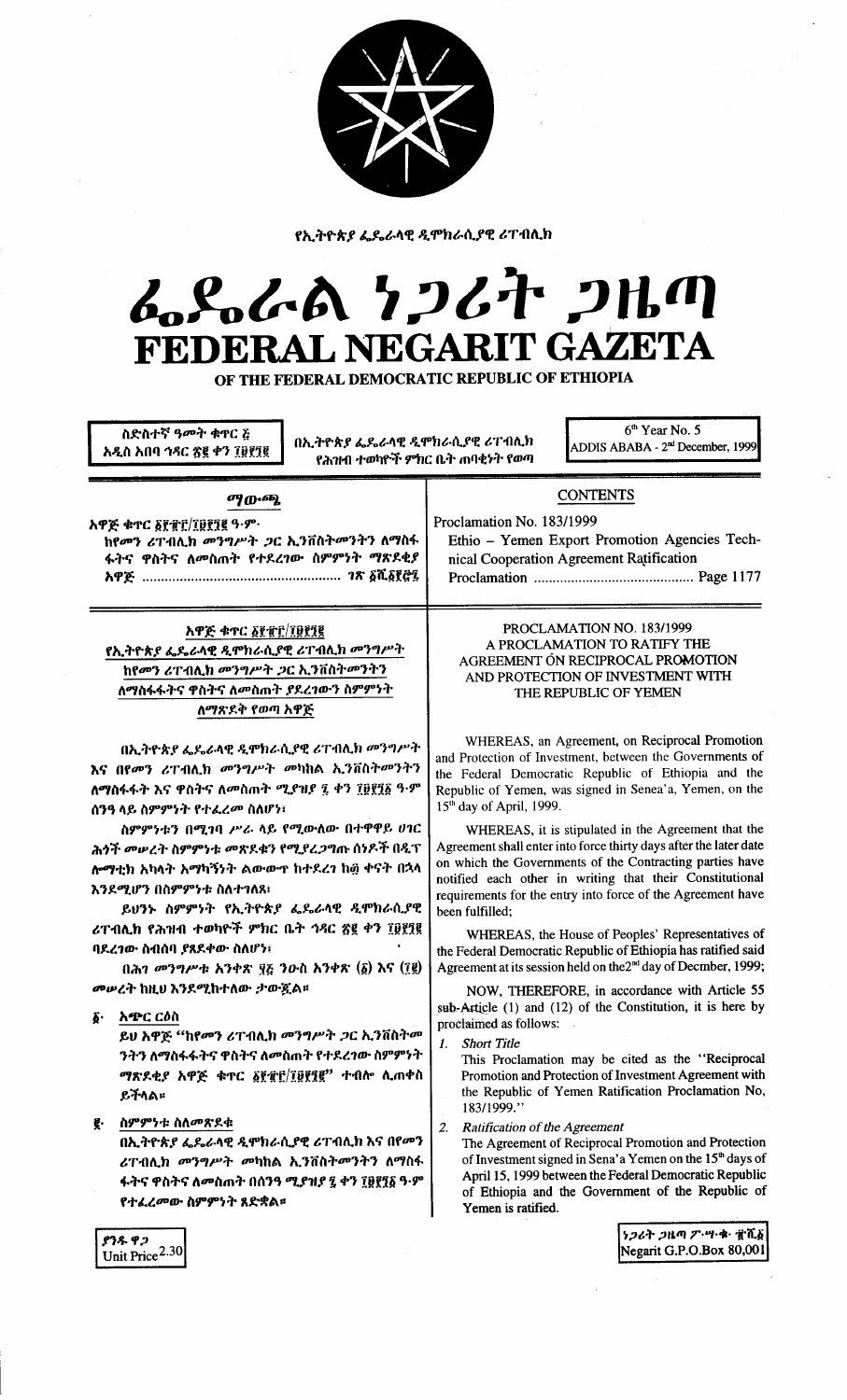የኢትዮጵያ ፌዴራላዊ ዲሞክራሲያዊ ሪፐብሊክ

# ፌደራል ነጋሪት ጋዜጣ
# FEDERAL NEGARIT GAZETA
## OF THE FEDERAL DEMOCRATIC REPUBLIC OF ETHIOPIA

ስድስተኛ ዓመት ቁጥር ፭
አዲስ አበባ ኅዳር ፳፪ ቀን ፲፱፻፺፪

በኢትዮጵያ ፌዴራላዊ ዲሞክራሲያዊ ሪፐብሊክ
የሕዝብ ተወካዮች ምክር ቤት ጠባቂነት የወጣ

6th Year No. 5
ADDIS ABABA - 2nd December, 1999

## ማውጫ

አዋጅ ቁጥር ፩፻፹፫/፲፱፻፺፪ ዓ.ም.
ከየመን ሪፐብሊክ መንግሥት ጋር ኢንቨስትመንትን ለማስፋፋትና ዋስትና ለመስጠት የተደረገው ስምምነት ማጽደቂያ አዋጅ ...................... ገጽ ፩ሺ፩፻፸፯

## CONTENTS

Proclamation No. 183/1999
Ethio – Yemen Export Promotion Agencies Technical Cooperation Agreement Ratification Proclamation ........................ Page 1177

### አዋጅ ቁጥር ፩፻፹፫/፲፱፻፺፪
### የኢትዮጵያ ፌዴራላዊ ዲሞክራሲያዊ ሪፐብሊክ መንግሥት ከየመን ሪፐብሊክ መንግሥት ጋር ኢንቨስትመንትን ለማስፋፋትና ዋስትና ለመስጠት ያደረገውን ስምምነት ለማጽደቅ የወጣ አዋጅ

በኢትዮጵያ ፌዴራላዊ ዲሞክራሲያዊ ሪፐብሊክ መንግሥት እና በየመን ሪፐብሊክ መንግሥት መካከል ኢንቨስትመንትን ለማስፋፋት እና ዋስትና ለመስጠት ሚያዝያ ፯ ቀን ፲፱፻፺፩ ዓ.ም ሰንዓ ላይ ስምምነት የተፈረመ ስለሆነ፣

ስምምነቱን በሚገባ ሥራ ላይ የሚውለው በተዋዋይ ሀገር ሕጎች መሠረት ስምምነቱ መጽደቁን የሚያረጋግጡ ሰነዶች በዲፕሎማቲክ አካላት አማካኝነት ልውውጥ ከተደረገ ከ፴ ቀናት በኋላ እንደሚሆን በስምምነቱ ስለተገለጸ፣

ይህንኑ ስምምነት የኢትዮጵያ ፌዴራላዊ ዲሞክራሲያዊ ሪፐብሊክ የሕዝብ ተወካዮች ምክር ቤት ኅዳር ፳፪ ቀን ፲፱፻፺፪ ባደረገው ስብሰባ ያጸደቀው ስለሆነ፣

በሕገ መንግሥቱ አንቀጽ ፶፭ ንዑስ አንቀጽ (፩) እና (፲፪) መሠረት ከዚህ እንደሚከተለው ታውጇል።

፩· **አጭር ርዕስ**
ይህ አዋጅ "ከየመን ሪፐብሊክ መንግሥት ጋር ኢንቨስትመንትን ለማስፋፋትና ዋስትና ለመስጠት የተደረገው ስምምነት ማጽደቂያ አዋጅ ቁጥር ፩፻፹፫/፲፱፻፺፪" ተብሎ ሊጠቀስ ይችላል።

፪· **ስምምነቱ ስለመጽደቁ**
በኢትዮጵያ ፌዴራላዊ ዲሞክራሲያዊ ሪፐብሊክ እና በየመን ሪፐብሊክ መንግሥት መካከል ኢንቨስትመንትን ለማስፋፋትና ዋስትና ለመስጠት በሰንዓ ሚያዝያ ፯ ቀን ፲፱፻፺፩ ዓ.ም የተፈረመው ስምምነት ጸድቋል።

### PROCLAMATION NO. 183/1999
### A PROCLAMATION TO RATIFY THE AGREEMENT ÔN RECIPROCAL PROMOTION AND PROTECTION OF INVESTMENT WITH THE REPUBLIC OF YEMEN

WHEREAS, an Agreement, on Reciprocal Promotion and Protection of Investment, between the Governments of the Federal Democratic Republic of Ethiopia and the Republic of Yemen, was signed in Senea'a, Yemen, on the 15th day of April, 1999.

WHEREAS, it is stipulated in the Agreement that the Agreement shall enter into force thirty days after the later date on which the Governments of the Contracting parties have notified each other in writing that their Constitutional requirements for the entry into force of the Agreement have been fulfilled;

WHEREAS, the House of Peoples' Representatives of the Federal Democratic Republic of Ethiopia has ratified said Agreement at its session held on the2nd day of Decmber, 1999;

NOW, THEREFORE, in accordance with Article 55 sub-Article (1) and (12) of the Constitution, it is here by proclaimed as follows:

1. *Short Title*
This Proclamation may be cited as the "Reciprocal Promotion and Protection of Investment Agreement with the Republic of Yemen Ratification Proclamation No, 183/1999."

2. *Ratification of the Agreement*
The Agreement of Reciprocal Promotion and Protection of Investment signed in Sena'a Yemen on the 15th days of April 15, 1999 between the Federal Democratic Republic of Ethiopia and the Government of the Republic of Yemen is ratified.

ያንዱ ዋጋ
Unit Price 2.30

ነጋሪት ጋዜጣ ፖ·ሣ·ቁ· ፹ሺ፩
Negarit G.P.O.Box 80,001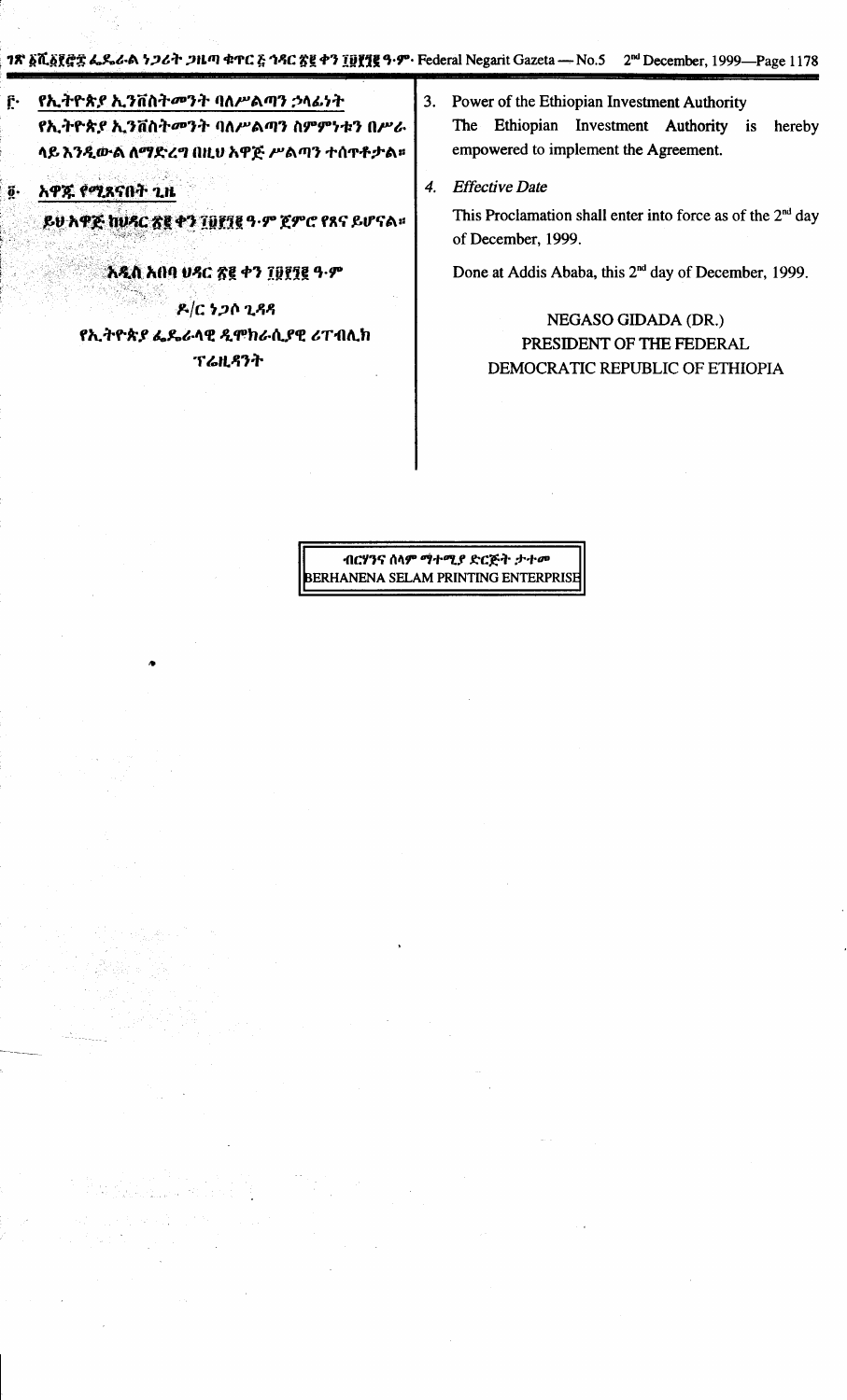፫· **የኢትዮጵያ ኢንቨስትመንት ባለሥልጣን ኃላፊነት**

የኢትዮጵያ ኢንቨስትመንት ባለሥልጣን ስምምነቱን በሥራ ላይ እንዲውል ለማድረግ በዚህ አዋጅ ሥልጣን ተሰጥቶታል።

፬· **አዋጁ የሚጸናበት ጊዜ**

ይህ አዋጅ ከህዳር ፳፪ ቀን ፲፱፻፺፪ ዓ·ም ጀምሮ የጸና ይሆናል።

አዲስ አበባ ህዳር ፳፪ ቀን ፲፱፻፺፪ ዓ·ም

ዶ/ር ነጋሶ ጊዳዳ

የኢትዮጵያ ፌዴራላዊ ዲሞክራሲያዊ ሪፐብሊክ ፕሬዚዳንት

3. Power of the Ethiopian Investment Authority

The Ethiopian Investment Authority is hereby empowered to implement the Agreement.

4. *Effective Date*

This Proclamation shall enter into force as of the 2nd day of December, 1999.

Done at Addis Ababa, this 2nd day of December, 1999.

NEGASO GIDADA (DR.)

PRESIDENT OF THE FEDERAL DEMOCRATIC REPUBLIC OF ETHIOPIA

ብርሃንና ሰላም ማተሚያ ድርጅት ታተመ
BERHANENA SELAM PRINTING ENTERPRISE